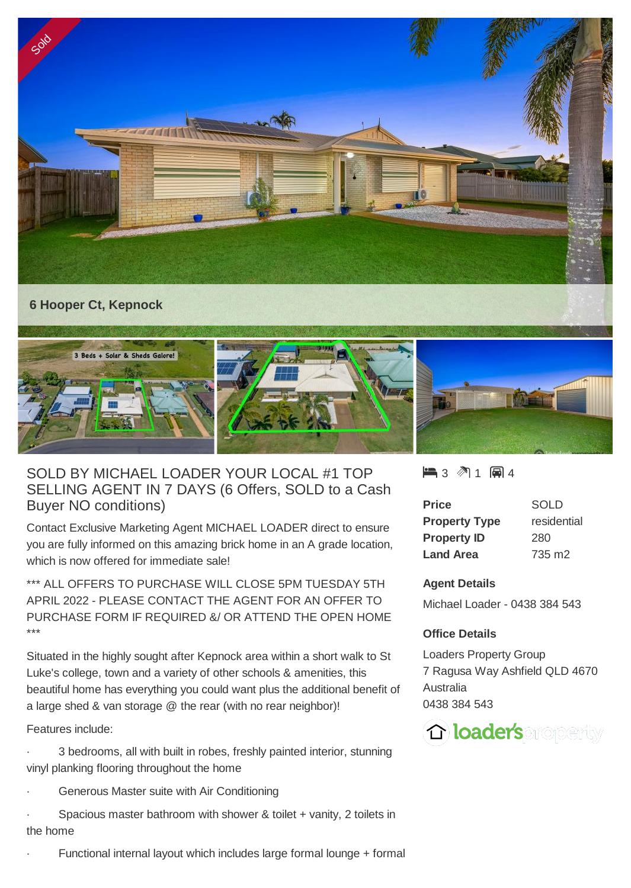Sold

## 6 Hooper Ct, Kepnock

3 Beds + Solar & Sheds Galore!

# SOLD BY MICHAEL LOADER YOUR LOCAL #1 TOP SELLING AGENT IN 7 DAYS (6 Offers, SOLD to a Cash Buyer NO conditions)

Contact Exclusive Marketing Agent MICHAEL LOADER direct to ensure you are fully informed on this amazing brick home in an A grade location, which is now offered for immediate sale!

*** ALL OFFERS TO PURCHASE WILL CLOSE 5PM TUESDAY 5TH APRIL 2022 - PLEASE CONTACT THE AGENT FOR AN OFFER TO PURCHASE FORM IF REQUIRED &/ OR ATTEND THE OPEN HOME ***

Situated in the highly sought after Kepnock area within a short walk to St Luke's college, town and a variety of other schools & amenities, this beautiful home has everything you could want plus the additional benefit of a large shed & van storage @ the rear (with no rear neighbor)!

Features include:

· 3 bedrooms, all with built in robes, freshly painted interior, stunning vinyl planking flooring throughout the home

· Generous Master suite with Air Conditioning

· Spacious master bathroom with shower & toilet + vanity, 2 toilets in the home

· Functional internal layout which includes large formal lounge + formal

3 1 4

| | |
|---|---|
| **Price** | SOLD |
| **Property Type** | residential |
| **Property ID** | 280 |
| **Land Area** | 735 m2 |

### Agent Details

Michael Loader - 0438 384 543

### Office Details

Loaders Property Group
7 Ragusa Way Ashfield QLD 4670
Australia
0438 384 543

loader's property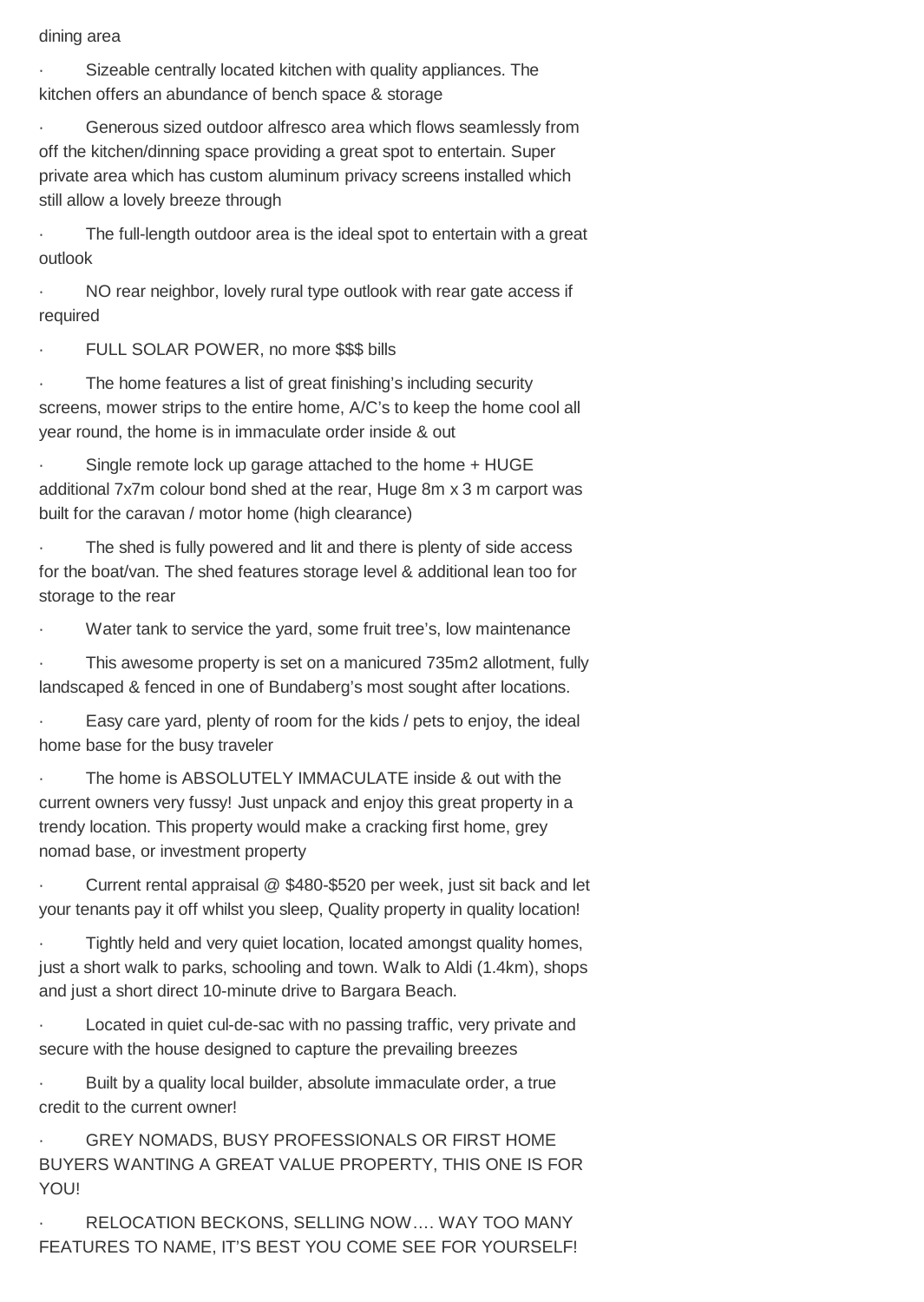dining area

- Sizeable centrally located kitchen with quality appliances. The kitchen offers an abundance of bench space & storage
- Generous sized outdoor alfresco area which flows seamlessly from off the kitchen/dinning space providing a great spot to entertain. Super private area which has custom aluminum privacy screens installed which still allow a lovely breeze through
- The full-length outdoor area is the ideal spot to entertain with a great outlook
- NO rear neighbor, lovely rural type outlook with rear gate access if required
- FULL SOLAR POWER, no more $$$ bills
- The home features a list of great finishing's including security screens, mower strips to the entire home, A/C's to keep the home cool all year round, the home is in immaculate order inside & out
- Single remote lock up garage attached to the home + HUGE additional 7x7m colour bond shed at the rear, Huge 8m x 3 m carport was built for the caravan / motor home (high clearance)
- The shed is fully powered and lit and there is plenty of side access for the boat/van. The shed features storage level & additional lean too for storage to the rear
- Water tank to service the yard, some fruit tree's, low maintenance
- This awesome property is set on a manicured 735m2 allotment, fully landscaped & fenced in one of Bundaberg's most sought after locations.
- Easy care yard, plenty of room for the kids / pets to enjoy, the ideal home base for the busy traveler
- The home is ABSOLUTELY IMMACULATE inside & out with the current owners very fussy! Just unpack and enjoy this great property in a trendy location. This property would make a cracking first home, grey nomad base, or investment property
- Current rental appraisal @ $480-$520 per week, just sit back and let your tenants pay it off whilst you sleep, Quality property in quality location!
- Tightly held and very quiet location, located amongst quality homes, just a short walk to parks, schooling and town. Walk to Aldi (1.4km), shops and just a short direct 10-minute drive to Bargara Beach.
- Located in quiet cul-de-sac with no passing traffic, very private and secure with the house designed to capture the prevailing breezes
- Built by a quality local builder, absolute immaculate order, a true credit to the current owner!
- GREY NOMADS, BUSY PROFESSIONALS OR FIRST HOME BUYERS WANTING A GREAT VALUE PROPERTY, THIS ONE IS FOR YOU!
- RELOCATION BECKONS, SELLING NOW…. WAY TOO MANY FEATURES TO NAME, IT'S BEST YOU COME SEE FOR YOURSELF!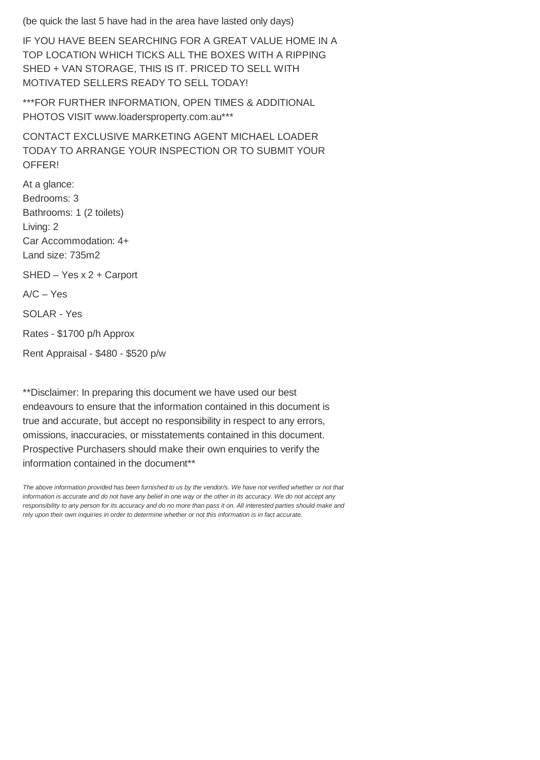(be quick the last 5 have had in the area have lasted only days)

IF YOU HAVE BEEN SEARCHING FOR A GREAT VALUE HOME IN A TOP LOCATION WHICH TICKS ALL THE BOXES WITH A RIPPING SHED + VAN STORAGE, THIS IS IT. PRICED TO SELL WITH MOTIVATED SELLERS READY TO SELL TODAY!

***FOR FURTHER INFORMATION, OPEN TIMES & ADDITIONAL PHOTOS VISIT www.loadersproperty.com.au***

CONTACT EXCLUSIVE MARKETING AGENT MICHAEL LOADER TODAY TO ARRANGE YOUR INSPECTION OR TO SUBMIT YOUR OFFER!

At a glance:
Bedrooms: 3
Bathrooms: 1 (2 toilets)
Living: 2
Car Accommodation: 4+
Land size: 735m2

SHED – Yes x 2 + Carport

A/C – Yes

SOLAR - Yes

Rates - $1700 p/h Approx

Rent Appraisal - $480 - $520 p/w

**Disclaimer: In preparing this document we have used our best endeavours to ensure that the information contained in this document is true and accurate, but accept no responsibility in respect to any errors, omissions, inaccuracies, or misstatements contained in this document. Prospective Purchasers should make their own enquiries to verify the information contained in the document**

*The above information provided has been furnished to us by the vendor/s. We have not verified whether or not that information is accurate and do not have any belief in one way or the other in its accuracy. We do not accept any responsibility to any person for its accuracy and do no more than pass it on. All interested parties should make and rely upon their own inquiries in order to determine whether or not this information is in fact accurate.*